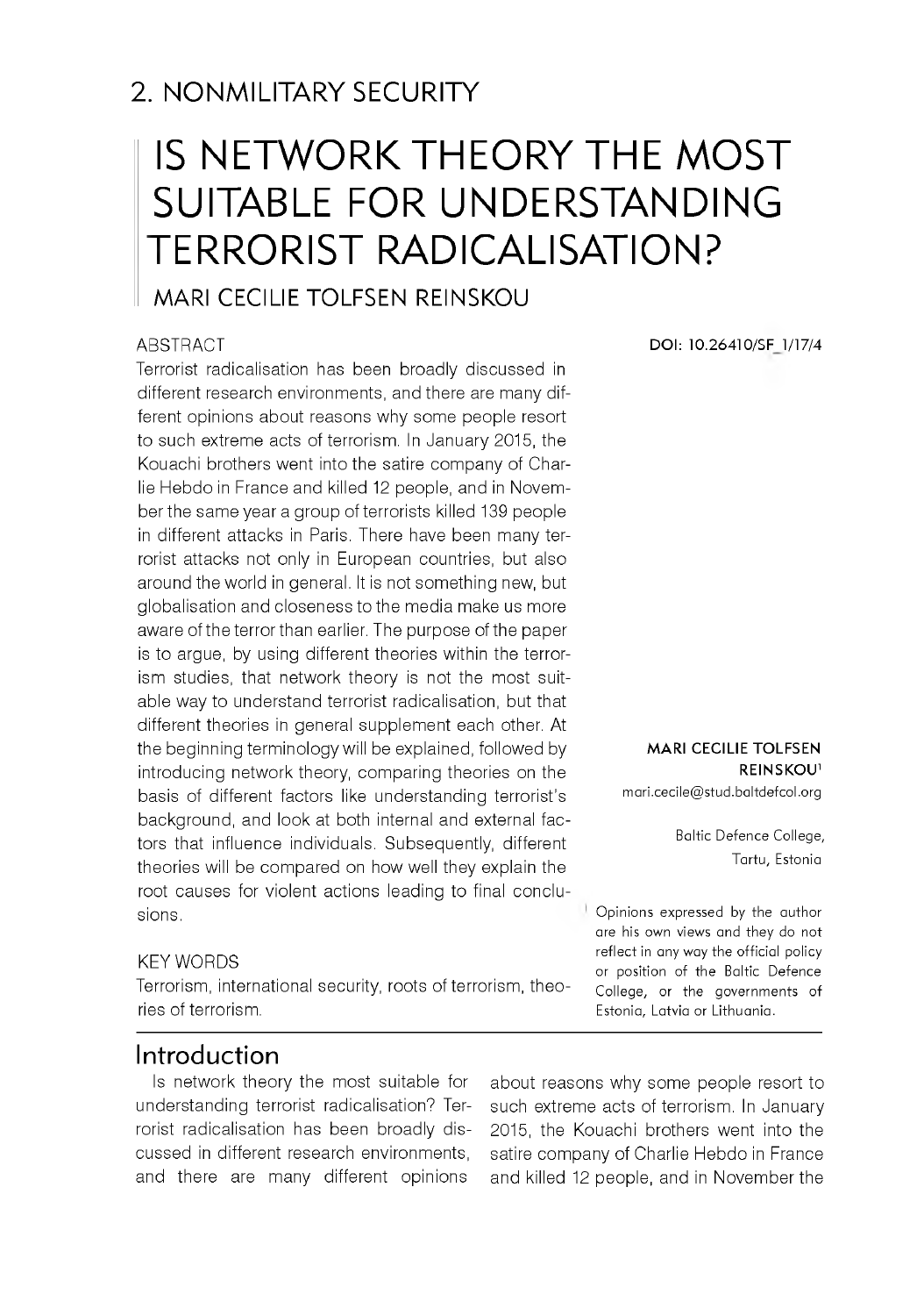## 2. NONMILITARY SECURITY

# IS NETWORK THEORY THE MOST SUITABLE FOR UNDERSTANDING TERRORIST RADICALISATION?

MARI CECILIE TOLFSEN REINSKOU

DOI: 10.26410/SF_1/17/4

**MARI CECILIE TOLFSEN REINSKOU**[1]
mari.cecile@stud.baltdefcol.org

Baltic Defence College,
Tartu, Estonia

### ABSTRACT

Terrorist radicalisation has been broadly discussed in different research environments, and there are many different opinions about reasons why some people resort to such extreme acts of terrorism. In January 2015, the Kouachi brothers went into the satire company of Charlie Hebdo in France and killed 12 people, and in November the same year a group of terrorists killed 139 people in different attacks in Paris. There have been many terrorist attacks not only in European countries, but also around the world in general. It is not something new, but globalisation and closeness to the media make us more aware of the terror than earlier. The purpose of the paper is to argue, by using different theories within the terrorism studies, that network theory is not the most suitable way to understand terrorist radicalisation, but that different theories in general supplement each other. At the beginning terminology will be explained, followed by introducing network theory, comparing theories on the basis of different factors like understanding terrorist's background, and look at both internal and external factors that influence individuals. Subsequently, different theories will be compared on how well they explain the root causes for violent actions leading to final conclusions.

### KEY WORDS

Terrorism, international security, roots of terrorism, theories of terrorism.

[1] Opinions expressed by the author are his own views and they do not reflect in any way the official policy or position of the Baltic Defence College, or the governments of Estonia, Latvia or Lithuania.

## Introduction

Is network theory the most suitable for understanding terrorist radicalisation? Terrorist radicalisation has been broadly discussed in different research environments, and there are many different opinions about reasons why some people resort to such extreme acts of terrorism. In January 2015, the Kouachi brothers went into the satire company of Charlie Hebdo in France and killed 12 people, and in November the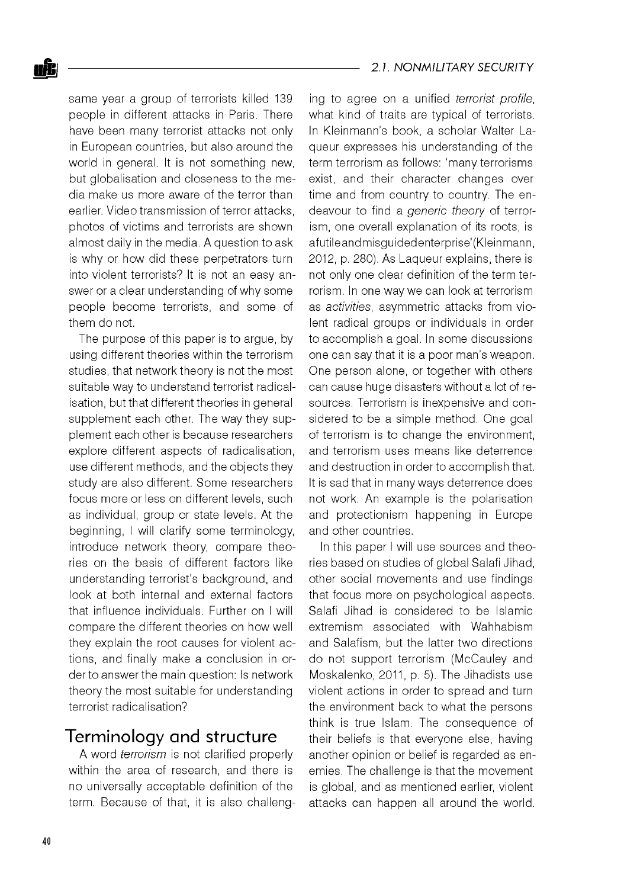same year a group of terrorists killed 139 people in different attacks in Paris. There have been many terrorist attacks not only in European countries, but also around the world in general. It is not something new, but globalisation and closeness to the media make us more aware of the terror than earlier. Video transmission of terror attacks, photos of victims and terrorists are shown almost daily in the media. A question to ask is why or how did these perpetrators turn into violent terrorists? It is not an easy answer or a clear understanding of why some people become terrorists, and some of them do not.

The purpose of this paper is to argue, by using different theories within the terrorism studies, that network theory is not the most suitable way to understand terrorist radicalisation, but that different theories in general supplement each other. The way they supplement each other is because researchers explore different aspects of radicalisation, use different methods, and the objects they study are also different. Some researchers focus more or less on different levels, such as individual, group or state levels. At the beginning, I will clarify some terminology, introduce network theory, compare theories on the basis of different factors like understanding terrorist's background, and look at both internal and external factors that influence individuals. Further on I will compare the different theories on how well they explain the root causes for violent actions, and finally make a conclusion in order to answer the main question: Is network theory the most suitable for understanding terrorist radicalisation?

## Terminology and structure

A word *terrorism* is not clarified properly within the area of research, and there is no universally acceptable definition of the term. Because of that, it is also challenging to agree on a unified *terrorist profile*, what kind of traits are typical of terrorists. In Kleinmann's book, a scholar Walter Laqueur expresses his understanding of the term terrorism as follows: 'many terrorisms exist, and their character changes over time and from country to country. The endeavour to find a *generic theory* of terrorism, one overall explanation of its roots, is afutileandmisguidedenterprise'(Kleinmann, 2012, p. 280). As Laqueur explains, there is not only one clear definition of the term terrorism. In one way we can look at terrorism as *activities*, asymmetric attacks from violent radical groups or individuals in order to accomplish a goal. In some discussions one can say that it is a poor man's weapon. One person alone, or together with others can cause huge disasters without a lot of resources. Terrorism is inexpensive and considered to be a simple method. One goal of terrorism is to change the environment, and terrorism uses means like deterrence and destruction in order to accomplish that. It is sad that in many ways deterrence does not work. An example is the polarisation and protectionism happening in Europe and other countries.

In this paper I will use sources and theories based on studies of global Salafi Jihad, other social movements and use findings that focus more on psychological aspects. Salafi Jihad is considered to be Islamic extremism associated with Wahhabism and Salafism, but the latter two directions do not support terrorism (McCauley and Moskalenko, 2011, p. 5). The Jihadists use violent actions in order to spread and turn the environment back to what the persons think is true Islam. The consequence of their beliefs is that everyone else, having another opinion or belief is regarded as enemies. The challenge is that the movement is global, and as mentioned earlier, violent attacks can happen all around the world.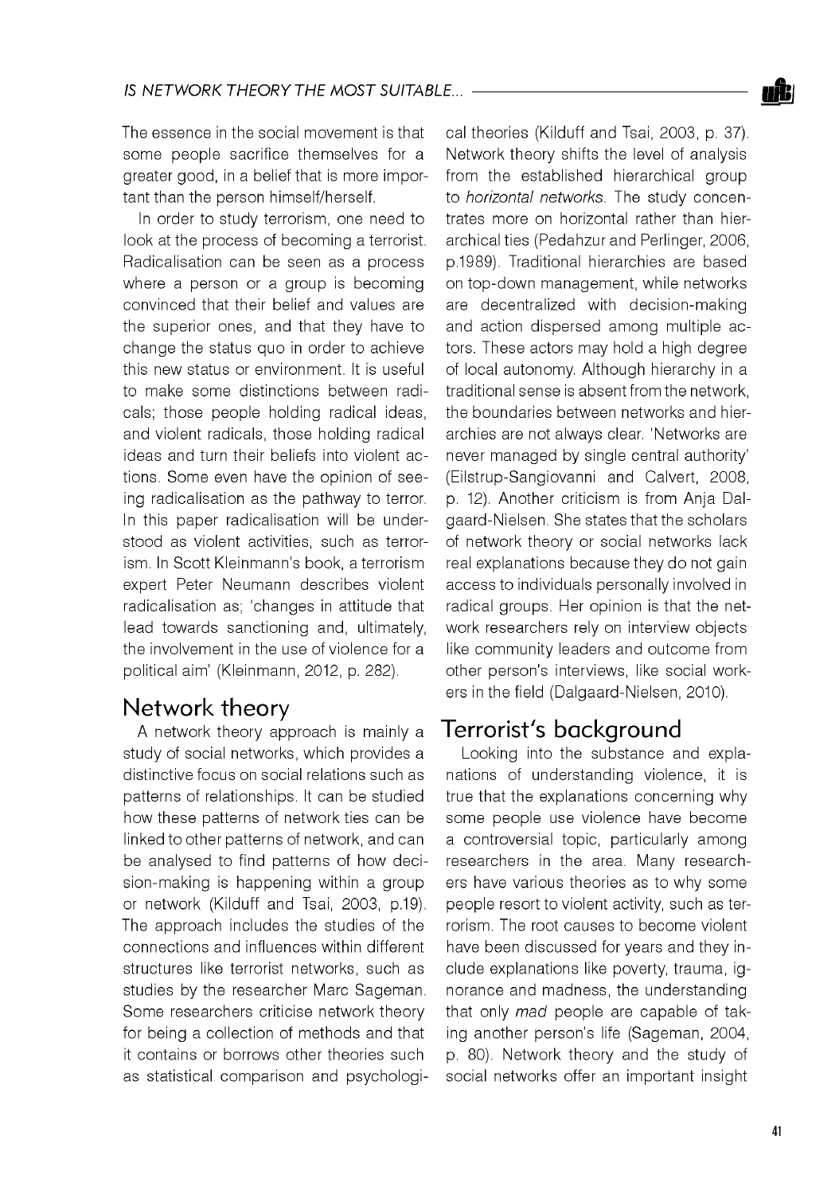The essence in the social movement is that some people sacrifice themselves for a greater good, in a belief that is more important than the person himself/herself.

In order to study terrorism, one need to look at the process of becoming a terrorist. Radicalisation can be seen as a process where a person or a group is becoming convinced that their belief and values are the superior ones, and that they have to change the status quo in order to achieve this new status or environment. It is useful to make some distinctions between radicals; those people holding radical ideas, and violent radicals, those holding radical ideas and turn their beliefs into violent actions. Some even have the opinion of seeing radicalisation as the pathway to terror. In this paper radicalisation will be understood as violent activities, such as terrorism. In Scott Kleinmann's book, a terrorism expert Peter Neumann describes violent radicalisation as; 'changes in attitude that lead towards sanctioning and, ultimately, the involvement in the use of violence for a political aim' (Kleinmann, 2012, p. 282).

## Network theory

A network theory approach is mainly a study of social networks, which provides a distinctive focus on social relations such as patterns of relationships. It can be studied how these patterns of network ties can be linked to other patterns of network, and can be analysed to find patterns of how decision-making is happening within a group or network (Kilduff and Tsai, 2003, p.19). The approach includes the studies of the connections and influences within different structures like terrorist networks, such as studies by the researcher Marc Sageman. Some researchers criticise network theory for being a collection of methods and that it contains or borrows other theories such as statistical comparison and psychological theories (Kilduff and Tsai, 2003, p. 37). Network theory shifts the level of analysis from the established hierarchical group to *horizontal networks*. The study concentrates more on horizontal rather than hierarchical ties (Pedahzur and Perlinger, 2006, p.1989). Traditional hierarchies are based on top-down management, while networks are decentralized with decision-making and action dispersed among multiple actors. These actors may hold a high degree of local autonomy. Although hierarchy in a traditional sense is absent from the network, the boundaries between networks and hierarchies are not always clear. 'Networks are never managed by single central authority' (Eilstrup-Sangiovanni and Calvert, 2008, p. 12). Another criticism is from Anja Dalgaard-Nielsen. She states that the scholars of network theory or social networks lack real explanations because they do not gain access to individuals personally involved in radical groups. Her opinion is that the network researchers rely on interview objects like community leaders and outcome from other person's interviews, like social workers in the field (Dalgaard-Nielsen, 2010).

## Terrorist's background

Looking into the substance and explanations of understanding violence, it is true that the explanations concerning why some people use violence have become a controversial topic, particularly among researchers in the area. Many researchers have various theories as to why some people resort to violent activity, such as terrorism. The root causes to become violent have been discussed for years and they include explanations like poverty, trauma, ignorance and madness, the understanding that only *mad* people are capable of taking another person's life (Sageman, 2004, p. 80). Network theory and the study of social networks offer an important insight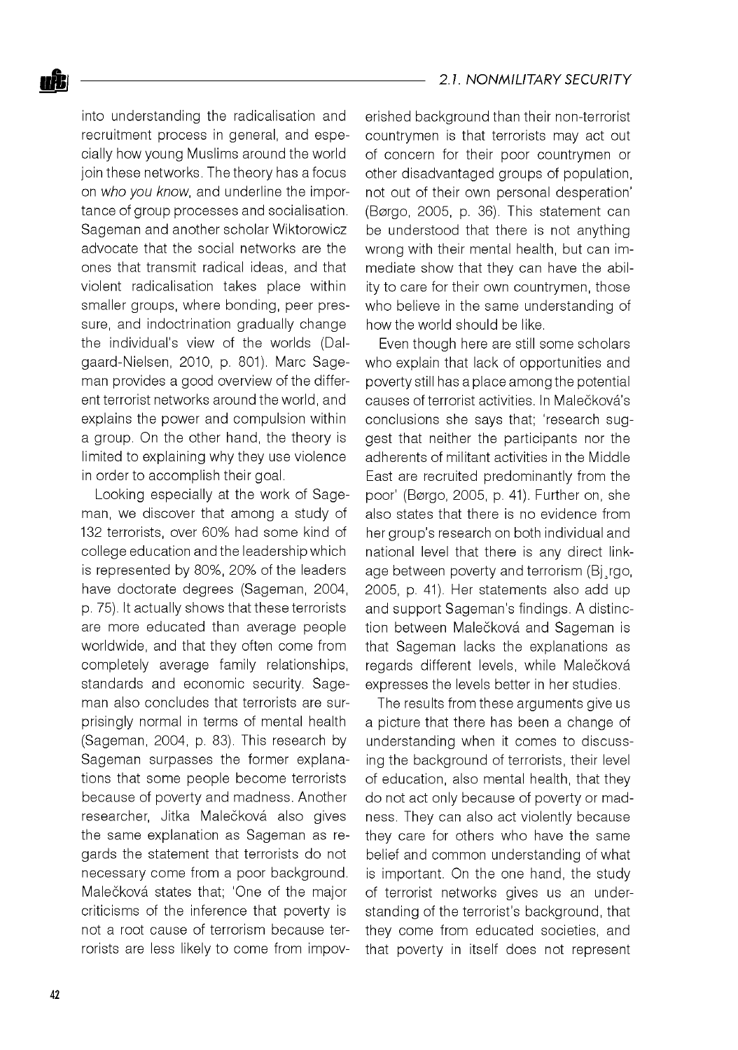into understanding the radicalisation and recruitment process in general, and especially how young Muslims around the world join these networks. The theory has a focus on *who you know*, and underline the importance of group processes and socialisation. Sageman and another scholar Wiktorowicz advocate that the social networks are the ones that transmit radical ideas, and that violent radicalisation takes place within smaller groups, where bonding, peer pressure, and indoctrination gradually change the individual's view of the worlds (Dalgaard-Nielsen, 2010, p. 801). Marc Sageman provides a good overview of the different terrorist networks around the world, and explains the power and compulsion within a group. On the other hand, the theory is limited to explaining why they use violence in order to accomplish their goal.

Looking especially at the work of Sageman, we discover that among a study of 132 terrorists, over 60% had some kind of college education and the leadership which is represented by 80%, 20% of the leaders have doctorate degrees (Sageman, 2004, p. 75). It actually shows that these terrorists are more educated than average people worldwide, and that they often come from completely average family relationships, standards and economic security. Sageman also concludes that terrorists are surprisingly normal in terms of mental health (Sageman, 2004, p. 83). This research by Sageman surpasses the former explanations that some people become terrorists because of poverty and madness. Another researcher, Jitka Malečková also gives the same explanation as Sageman as regards the statement that terrorists do not necessary come from a poor background. Malečková states that; 'One of the major criticisms of the inference that poverty is not a root cause of terrorism because terrorists are less likely to come from impoverished background than their non-terrorist countrymen is that terrorists may act out of concern for their poor countrymen or other disadvantaged groups of population, not out of their own personal desperation' (Børgo, 2005, p. 36). This statement can be understood that there is not anything wrong with their mental health, but can immediate show that they can have the ability to care for their own countrymen, those who believe in the same understanding of how the world should be like.

Even though here are still some scholars who explain that lack of opportunities and poverty still has a place among the potential causes of terrorist activities. In Malečková's conclusions she says that; 'research suggest that neither the participants nor the adherents of militant activities in the Middle East are recruited predominantly from the poor' (Børgo, 2005, p. 41). Further on, she also states that there is no evidence from her group's research on both individual and national level that there is any direct linkage between poverty and terrorism (Bj¸rgo, 2005, p. 41). Her statements also add up and support Sageman's findings. A distinction between Malečková and Sageman is that Sageman lacks the explanations as regards different levels, while Malečková expresses the levels better in her studies.

The results from these arguments give us a picture that there has been a change of understanding when it comes to discussing the background of terrorists, their level of education, also mental health, that they do not act only because of poverty or madness. They can also act violently because they care for others who have the same belief and common understanding of what is important. On the one hand, the study of terrorist networks gives us an understanding of the terrorist's background, that they come from educated societies, and that poverty in itself does not represent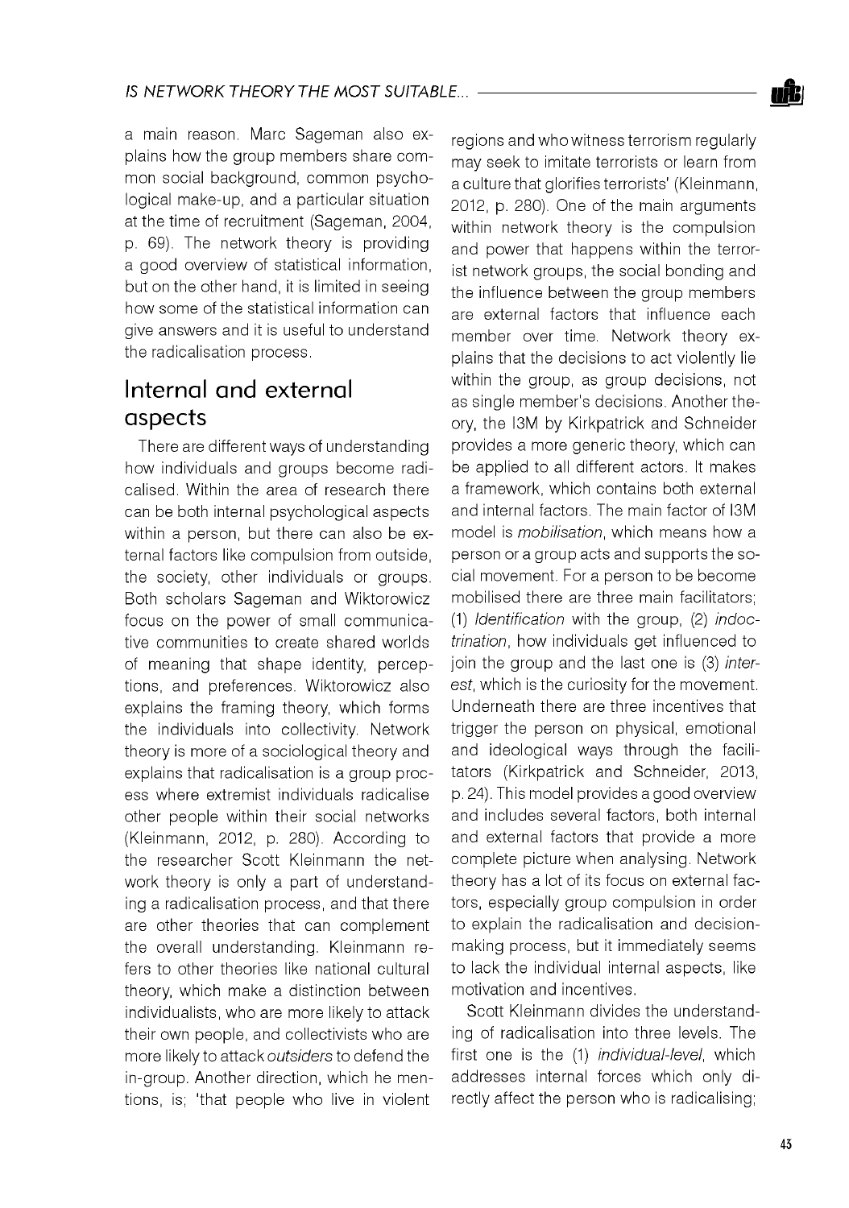a main reason. Marc Sageman also explains how the group members share common social background, common psychological make-up, and a particular situation at the time of recruitment (Sageman, 2004, p. 69). The network theory is providing a good overview of statistical information, but on the other hand, it is limited in seeing how some of the statistical information can give answers and it is useful to understand the radicalisation process.

## Internal and external aspects

There are different ways of understanding how individuals and groups become radicalised. Within the area of research there can be both internal psychological aspects within a person, but there can also be external factors like compulsion from outside, the society, other individuals or groups. Both scholars Sageman and Wiktorowicz focus on the power of small communicative communities to create shared worlds of meaning that shape identity, perceptions, and preferences. Wiktorowicz also explains the framing theory, which forms the individuals into collectivity. Network theory is more of a sociological theory and explains that radicalisation is a group process where extremist individuals radicalise other people within their social networks (Kleinmann, 2012, p. 280). According to the researcher Scott Kleinmann the network theory is only a part of understanding a radicalisation process, and that there are other theories that can complement the overall understanding. Kleinmann refers to other theories like national cultural theory, which make a distinction between individualists, who are more likely to attack their own people, and collectivists who are more likely to attack *outsiders* to defend the in-group. Another direction, which he mentions, is; 'that people who live in violent regions and who witness terrorism regularly may seek to imitate terrorists or learn from a culture that glorifies terrorists' (Kleinmann, 2012, p. 280). One of the main arguments within network theory is the compulsion and power that happens within the terrorist network groups, the social bonding and the influence between the group members are external factors that influence each member over time. Network theory explains that the decisions to act violently lie within the group, as group decisions, not as single member's decisions. Another theory, the I3M by Kirkpatrick and Schneider provides a more generic theory, which can be applied to all different actors. It makes a framework, which contains both external and internal factors. The main factor of I3M model is *mobilisation*, which means how a person or a group acts and supports the social movement. For a person to be become mobilised there are three main facilitators; (1) *Identification* with the group, (2) *indoctrination*, how individuals get influenced to join the group and the last one is (3) *interest*, which is the curiosity for the movement. Underneath there are three incentives that trigger the person on physical, emotional and ideological ways through the facilitators (Kirkpatrick and Schneider, 2013, p. 24). This model provides a good overview and includes several factors, both internal and external factors that provide a more complete picture when analysing. Network theory has a lot of its focus on external factors, especially group compulsion in order to explain the radicalisation and decision-making process, but it immediately seems to lack the individual internal aspects, like motivation and incentives.

Scott Kleinmann divides the understanding of radicalisation into three levels. The first one is the (1) *individual-level*, which addresses internal forces which only directly affect the person who is radicalising;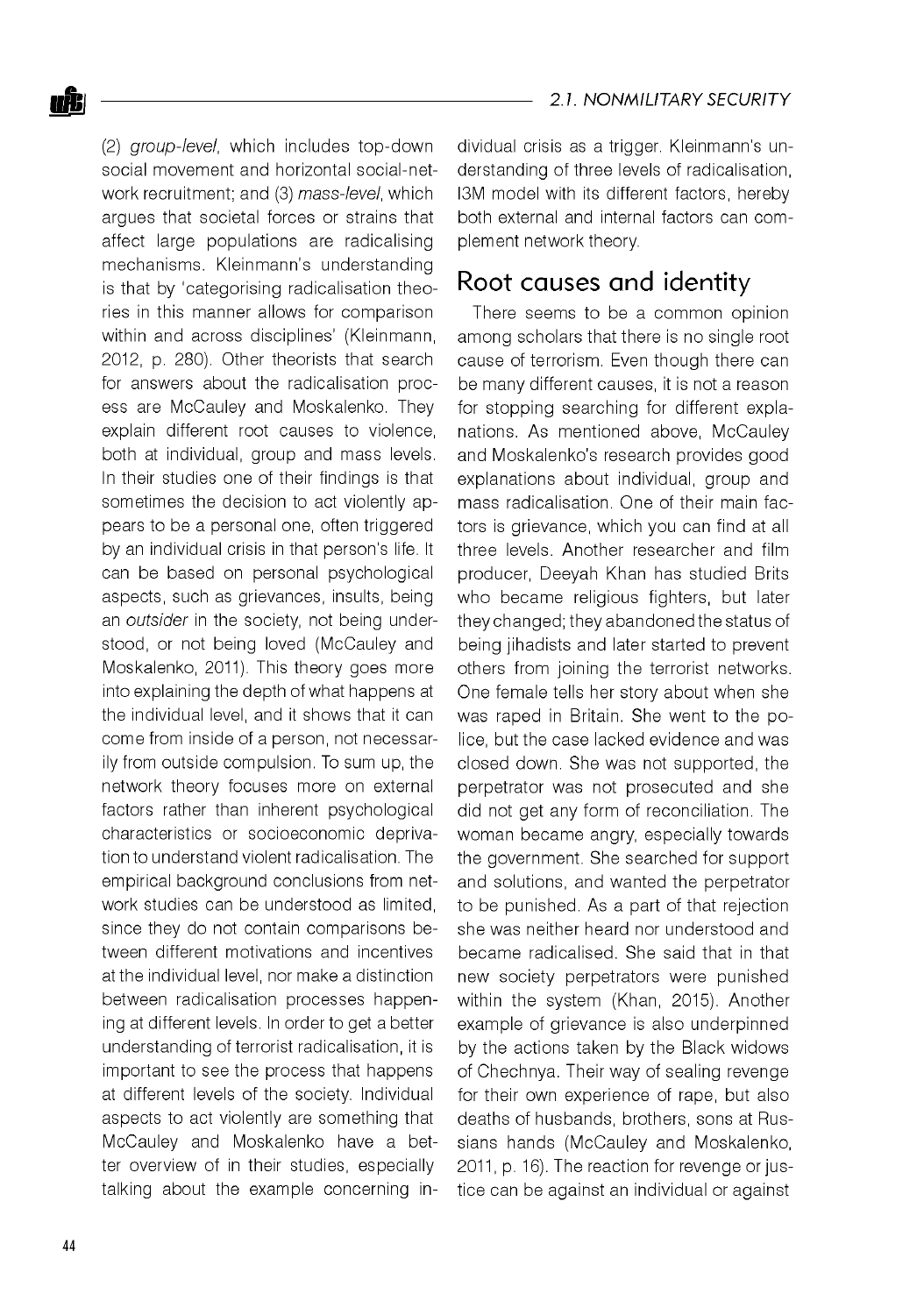(2) *group-level*, which includes top-down social movement and horizontal social-network recruitment; and (3) *mass-level*, which argues that societal forces or strains that affect large populations are radicalising mechanisms. Kleinmann's understanding is that by 'categorising radicalisation theories in this manner allows for comparison within and across disciplines' (Kleinmann, 2012, p. 280). Other theorists that search for answers about the radicalisation process are McCauley and Moskalenko. They explain different root causes to violence, both at individual, group and mass levels. In their studies one of their findings is that sometimes the decision to act violently appears to be a personal one, often triggered by an individual crisis in that person's life. It can be based on personal psychological aspects, such as grievances, insults, being an *outsider* in the society, not being understood, or not being loved (McCauley and Moskalenko, 2011). This theory goes more into explaining the depth of what happens at the individual level, and it shows that it can come from inside of a person, not necessarily from outside compulsion. To sum up, the network theory focuses more on external factors rather than inherent psychological characteristics or socioeconomic deprivation to understand violent radicalisation. The empirical background conclusions from network studies can be understood as limited, since they do not contain comparisons between different motivations and incentives at the individual level, nor make a distinction between radicalisation processes happening at different levels. In order to get a better understanding of terrorist radicalisation, it is important to see the process that happens at different levels of the society. Individual aspects to act violently are something that McCauley and Moskalenko have a better overview of in their studies, especially talking about the example concerning individual crisis as a trigger. Kleinmann's understanding of three levels of radicalisation, I3M model with its different factors, hereby both external and internal factors can complement network theory.

## Root causes and identity

There seems to be a common opinion among scholars that there is no single root cause of terrorism. Even though there can be many different causes, it is not a reason for stopping searching for different explanations. As mentioned above, McCauley and Moskalenko's research provides good explanations about individual, group and mass radicalisation. One of their main factors is grievance, which you can find at all three levels. Another researcher and film producer, Deeyah Khan has studied Brits who became religious fighters, but later they changed; they abandoned the status of being jihadists and later started to prevent others from joining the terrorist networks. One female tells her story about when she was raped in Britain. She went to the police, but the case lacked evidence and was closed down. She was not supported, the perpetrator was not prosecuted and she did not get any form of reconciliation. The woman became angry, especially towards the government. She searched for support and solutions, and wanted the perpetrator to be punished. As a part of that rejection she was neither heard nor understood and became radicalised. She said that in that new society perpetrators were punished within the system (Khan, 2015). Another example of grievance is also underpinned by the actions taken by the Black widows of Chechnya. Their way of sealing revenge for their own experience of rape, but also deaths of husbands, brothers, sons at Russians hands (McCauley and Moskalenko, 2011, p. 16). The reaction for revenge or justice can be against an individual or against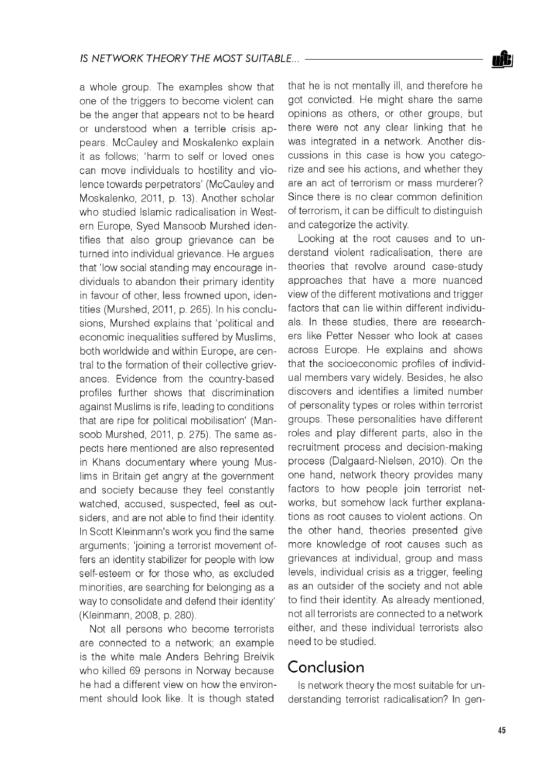a whole group. The examples show that one of the triggers to become violent can be the anger that appears not to be heard or understood when a terrible crisis appears. McCauley and Moskalenko explain it as follows; 'harm to self or loved ones can move individuals to hostility and violence towards perpetrators' (McCauley and Moskalenko, 2011, p. 13). Another scholar who studied Islamic radicalisation in Western Europe, Syed Mansoob Murshed identifies that also group grievance can be turned into individual grievance. He argues that 'low social standing may encourage individuals to abandon their primary identity in favour of other, less frowned upon, identities (Murshed, 2011, p. 265). In his conclusions, Murshed explains that 'political and economic inequalities suffered by Muslims, both worldwide and within Europe, are central to the formation of their collective grievances. Evidence from the country-based profiles further shows that discrimination against Muslims is rife, leading to conditions that are ripe for political mobilisation' (Mansoob Murshed, 2011, p. 275). The same aspects here mentioned are also represented in Khans documentary where young Muslims in Britain get angry at the government and society because they feel constantly watched, accused, suspected, feel as outsiders, and are not able to find their identity. In Scott Kleinmann's work you find the same arguments; 'joining a terrorist movement offers an identity stabilizer for people with low self-esteem or for those who, as excluded minorities, are searching for belonging as a way to consolidate and defend their identity' (Kleinmann, 2008, p. 280).

Not all persons who become terrorists are connected to a network; an example is the white male Anders Behring Breivik who killed 69 persons in Norway because he had a different view on how the environment should look like. It is though stated that he is not mentally ill, and therefore he got convicted. He might share the same opinions as others, or other groups, but there were not any clear linking that he was integrated in a network. Another discussions in this case is how you categorize and see his actions, and whether they are an act of terrorism or mass murderer? Since there is no clear common definition of terrorism, it can be difficult to distinguish and categorize the activity.

Looking at the root causes and to understand violent radicalisation, there are theories that revolve around case-study approaches that have a more nuanced view of the different motivations and trigger factors that can lie within different individuals. In these studies, there are researchers like Petter Nesser who look at cases across Europe. He explains and shows that the socioeconomic profiles of individual members vary widely. Besides, he also discovers and identifies a limited number of personality types or roles within terrorist groups. These personalities have different roles and play different parts, also in the recruitment process and decision-making process (Dalgaard-Nielsen, 2010). On the one hand, network theory provides many factors to how people join terrorist networks, but somehow lack further explanations as root causes to violent actions. On the other hand, theories presented give more knowledge of root causes such as grievances at individual, group and mass levels, individual crisis as a trigger, feeling as an outsider of the society and not able to find their identity. As already mentioned, not all terrorists are connected to a network either, and these individual terrorists also need to be studied.

## Conclusion

Is network theory the most suitable for understanding terrorist radicalisation? In gen-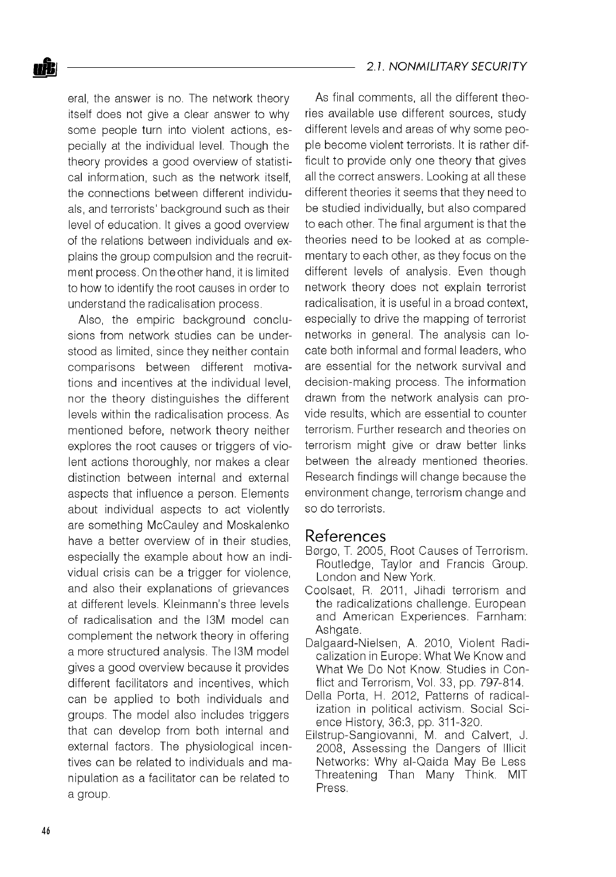eral, the answer is no. The network theory itself does not give a clear answer to why some people turn into violent actions, especially at the individual level. Though the theory provides a good overview of statistical information, such as the network itself, the connections between different individuals, and terrorists' background such as their level of education. It gives a good overview of the relations between individuals and explains the group compulsion and the recruitment process. On the other hand, it is limited to how to identify the root causes in order to understand the radicalisation process.

Also, the empiric background conclusions from network studies can be understood as limited, since they neither contain comparisons between different motivations and incentives at the individual level, nor the theory distinguishes the different levels within the radicalisation process. As mentioned before, network theory neither explores the root causes or triggers of violent actions thoroughly, nor makes a clear distinction between internal and external aspects that influence a person. Elements about individual aspects to act violently are something McCauley and Moskalenko have a better overview of in their studies, especially the example about how an individual crisis can be a trigger for violence, and also their explanations of grievances at different levels. Kleinmann's three levels of radicalisation and the I3M model can complement the network theory in offering a more structured analysis. The I3M model gives a good overview because it provides different facilitators and incentives, which can be applied to both individuals and groups. The model also includes triggers that can develop from both internal and external factors. The physiological incentives can be related to individuals and manipulation as a facilitator can be related to a group.

As final comments, all the different theories available use different sources, study different levels and areas of why some people become violent terrorists. It is rather difficult to provide only one theory that gives all the correct answers. Looking at all these different theories it seems that they need to be studied individually, but also compared to each other. The final argument is that the theories need to be looked at as complementary to each other, as they focus on the different levels of analysis. Even though network theory does not explain terrorist radicalisation, it is useful in a broad context, especially to drive the mapping of terrorist networks in general. The analysis can locate both informal and formal leaders, who are essential for the network survival and decision-making process. The information drawn from the network analysis can provide results, which are essential to counter terrorism. Further research and theories on terrorism might give or draw better links between the already mentioned theories. Research findings will change because the environment change, terrorism change and so do terrorists.

## References

Børgo, T. 2005, Root Causes of Terrorism. Routledge, Taylor and Francis Group. London and New York.

Coolsaet, R. 2011, Jihadi terrorism and the radicalizations challenge. European and American Experiences. Farnham: Ashgate.

Dalgaard-Nielsen, A. 2010, Violent Radicalization in Europe: What We Know and What We Do Not Know. Studies in Conflict and Terrorism, Vol. 33, pp. 797-814.

Della Porta, H. 2012, Patterns of radicalization in political activism. Social Science History, 36:3, pp. 311-320.

Eilstrup-Sangiovanni, M. and Calvert, J. 2008, Assessing the Dangers of Illicit Networks: Why al-Qaida May Be Less Threatening Than Many Think. MIT Press.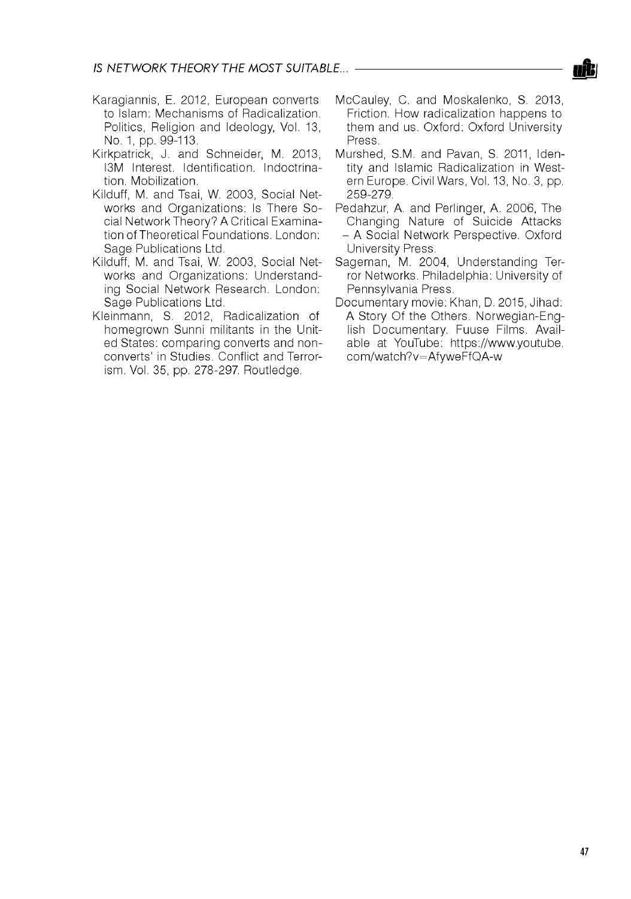Karagiannis, E. 2012, European converts to Islam: Mechanisms of Radicalization. Politics, Religion and Ideology, Vol. 13, No. 1, pp. 99-113.

Kirkpatrick, J. and Schneider, M. 2013, I3M Interest. Identification. Indoctrination. Mobilization.

Kilduff, M. and Tsai, W. 2003, Social Networks and Organizations: Is There Social Network Theory? A Critical Examination of Theoretical Foundations. London: Sage Publications Ltd.

Kilduff, M. and Tsai, W. 2003, Social Networks and Organizations: Understanding Social Network Research. London: Sage Publications Ltd.

Kleinmann, S. 2012, Radicalization of homegrown Sunni militants in the United States: comparing converts and non-converts' in Studies. Conflict and Terrorism. Vol. 35, pp. 278-297. Routledge.

McCauley, C. and Moskalenko, S. 2013, Friction. How radicalization happens to them and us. Oxford: Oxford University Press.

Murshed, S.M. and Pavan, S. 2011, Identity and Islamic Radicalization in Western Europe. Civil Wars, Vol. 13, No. 3, pp. 259-279.

Pedahzur, A. and Perlinger, A. 2006, The Changing Nature of Suicide Attacks – A Social Network Perspective. Oxford University Press.

Sageman, M. 2004, Understanding Terror Networks. Philadelphia: University of Pennsylvania Press.

Documentary movie: Khan, D. 2015, Jihad: A Story Of the Others. Norwegian-English Documentary. Fuuse Films. Available at YouTube: https://www.youtube.com/watch?v=AfyweFfQA-w